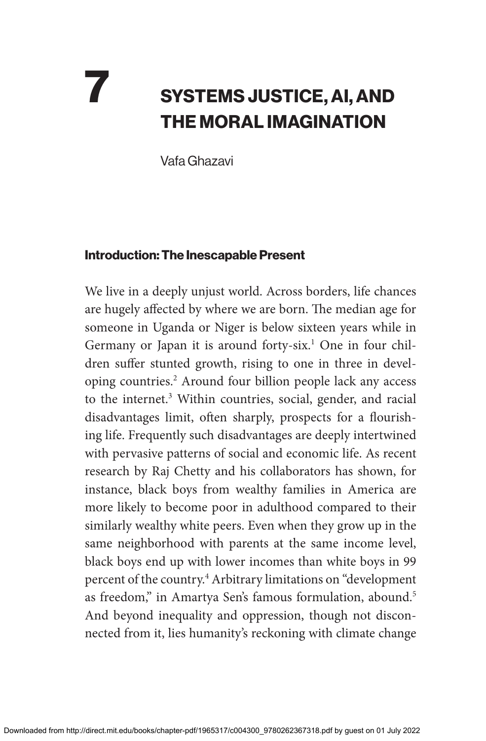# 7 SYSTEMS JUSTICE, AI, AND THE MORAL IMAGINATION

Vafa Ghazavi

## Introduction: The Inescapable Present

We live in a deeply unjust world. Across borders, life chances are hugely affected by where we are born. The median age for someone in Uganda or Niger is below sixteen years while in Germany or Japan it is around forty-six.[1] One in four children suffer stunted growth, rising to one in three in developing countries.[2] Around four billion people lack any access to the internet.[3] Within countries, social, gender, and racial disadvantages limit, often sharply, prospects for a flourishing life. Frequently such disadvantages are deeply intertwined with pervasive patterns of social and economic life. As recent research by Raj Chetty and his collaborators has shown, for instance, black boys from wealthy families in America are more likely to become poor in adulthood compared to their similarly wealthy white peers. Even when they grow up in the same neighborhood with parents at the same income level, black boys end up with lower incomes than white boys in 99 percent of the country.[4] Arbitrary limitations on "development as freedom," in Amartya Sen's famous formulation, abound.[5] And beyond inequality and oppression, though not disconnected from it, lies humanity's reckoning with climate change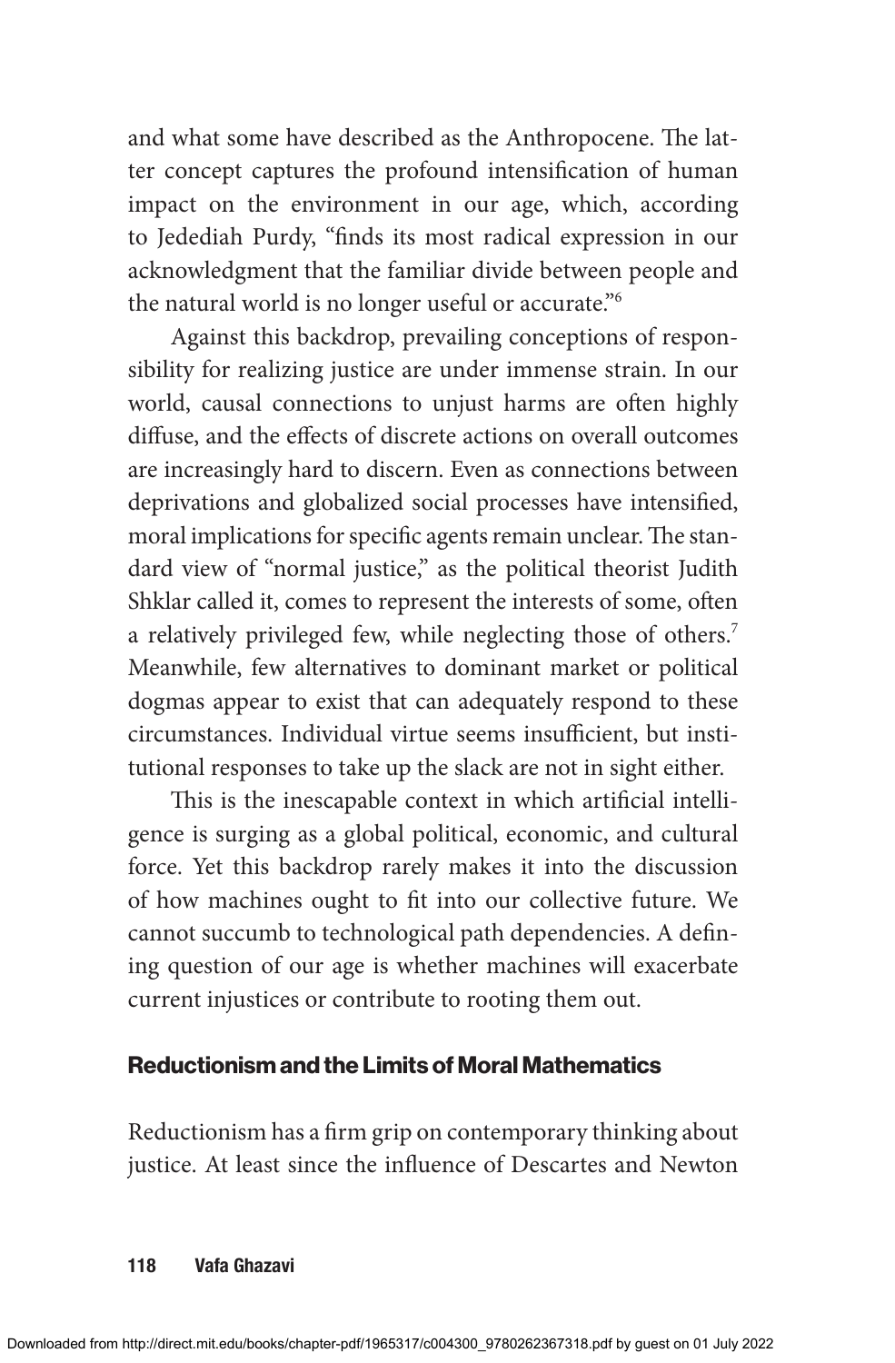and what some have described as the Anthropocene. The latter concept captures the profound intensification of human impact on the environment in our age, which, according to Jedediah Purdy, "finds its most radical expression in our acknowledgment that the familiar divide between people and the natural world is no longer useful or accurate."[6]

Against this backdrop, prevailing conceptions of responsibility for realizing justice are under immense strain. In our world, causal connections to unjust harms are often highly diffuse, and the effects of discrete actions on overall outcomes are increasingly hard to discern. Even as connections between deprivations and globalized social processes have intensified, moral implications for specific agents remain unclear. The standard view of "normal justice," as the political theorist Judith Shklar called it, comes to represent the interests of some, often a relatively privileged few, while neglecting those of others.[7] Meanwhile, few alternatives to dominant market or political dogmas appear to exist that can adequately respond to these circumstances. Individual virtue seems insufficient, but institutional responses to take up the slack are not in sight either.

This is the inescapable context in which artificial intelligence is surging as a global political, economic, and cultural force. Yet this backdrop rarely makes it into the discussion of how machines ought to fit into our collective future. We cannot succumb to technological path dependencies. A defining question of our age is whether machines will exacerbate current injustices or contribute to rooting them out.

## Reductionism and the Limits of Moral Mathematics

Reductionism has a firm grip on contemporary thinking about justice. At least since the influence of Descartes and Newton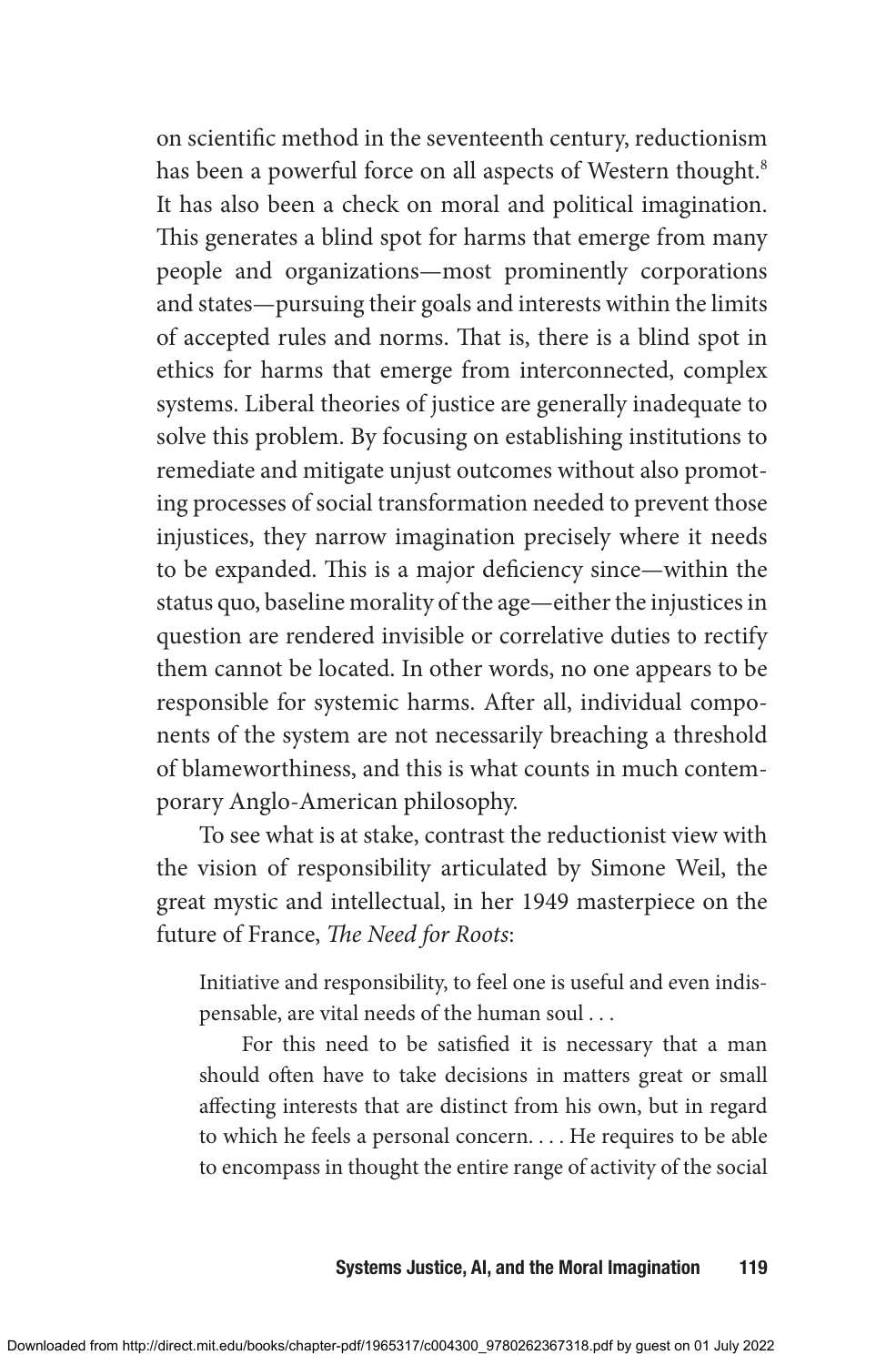on scientific method in the seventeenth century, reductionism has been a powerful force on all aspects of Western thought.[8] It has also been a check on moral and political imagination. This generates a blind spot for harms that emerge from many people and organizations—most prominently corporations and states—pursuing their goals and interests within the limits of accepted rules and norms. That is, there is a blind spot in ethics for harms that emerge from interconnected, complex systems. Liberal theories of justice are generally inadequate to solve this problem. By focusing on establishing institutions to remediate and mitigate unjust outcomes without also promoting processes of social transformation needed to prevent those injustices, they narrow imagination precisely where it needs to be expanded. This is a major deficiency since—within the status quo, baseline morality of the age—either the injustices in question are rendered invisible or correlative duties to rectify them cannot be located. In other words, no one appears to be responsible for systemic harms. After all, individual components of the system are not necessarily breaching a threshold of blameworthiness, and this is what counts in much contemporary Anglo-American philosophy.

To see what is at stake, contrast the reductionist view with the vision of responsibility articulated by Simone Weil, the great mystic and intellectual, in her 1949 masterpiece on the future of France, *The Need for Roots*:

> Initiative and responsibility, to feel one is useful and even indispensable, are vital needs of the human soul . . .
>
> For this need to be satisfied it is necessary that a man should often have to take decisions in matters great or small affecting interests that are distinct from his own, but in regard to which he feels a personal concern. . . . He requires to be able to encompass in thought the entire range of activity of the social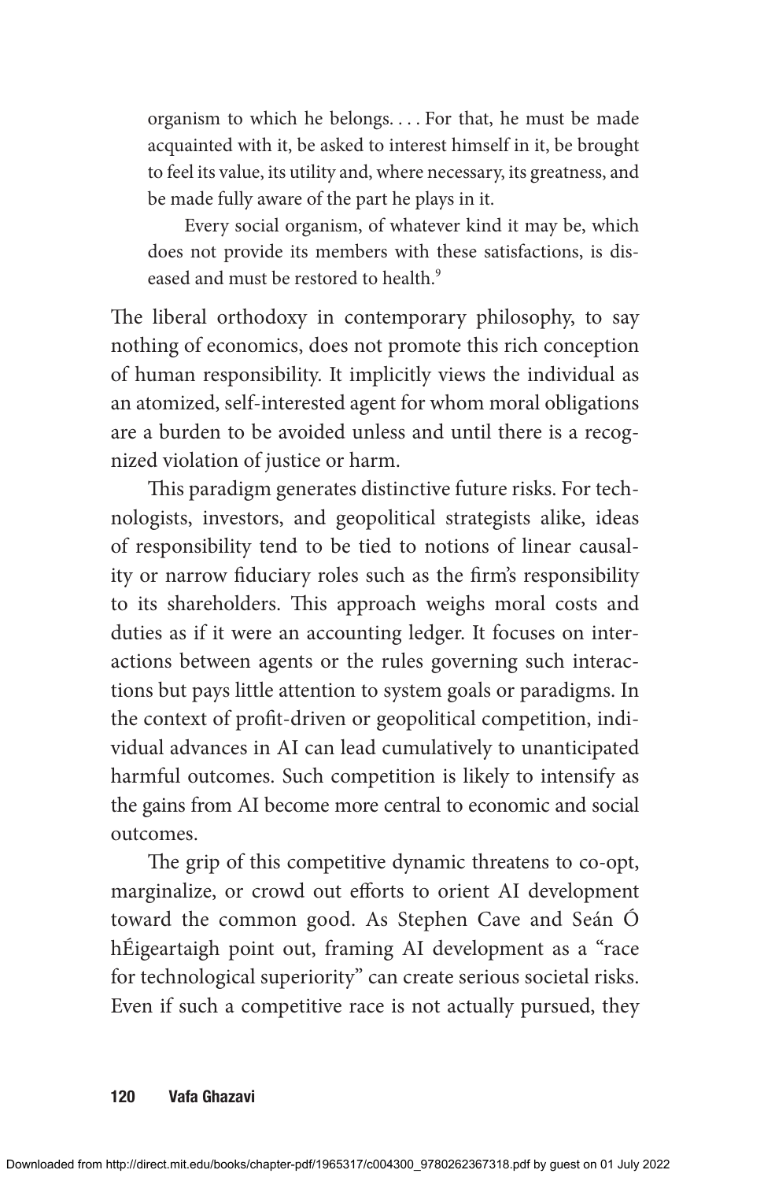> organism to which he belongs. . . . For that, he must be made acquainted with it, be asked to interest himself in it, be brought to feel its value, its utility and, where necessary, its greatness, and be made fully aware of the part he plays in it.
>
> Every social organism, of whatever kind it may be, which does not provide its members with these satisfactions, is diseased and must be restored to health.[9]

The liberal orthodoxy in contemporary philosophy, to say nothing of economics, does not promote this rich conception of human responsibility. It implicitly views the individual as an atomized, self-interested agent for whom moral obligations are a burden to be avoided unless and until there is a recognized violation of justice or harm.

This paradigm generates distinctive future risks. For technologists, investors, and geopolitical strategists alike, ideas of responsibility tend to be tied to notions of linear causality or narrow fiduciary roles such as the firm's responsibility to its shareholders. This approach weighs moral costs and duties as if it were an accounting ledger. It focuses on interactions between agents or the rules governing such interactions but pays little attention to system goals or paradigms. In the context of profit-driven or geopolitical competition, individual advances in AI can lead cumulatively to unanticipated harmful outcomes. Such competition is likely to intensify as the gains from AI become more central to economic and social outcomes.

The grip of this competitive dynamic threatens to co-opt, marginalize, or crowd out efforts to orient AI development toward the common good. As Stephen Cave and Seán Ó hÉigeartaigh point out, framing AI development as a "race for technological superiority" can create serious societal risks. Even if such a competitive race is not actually pursued, they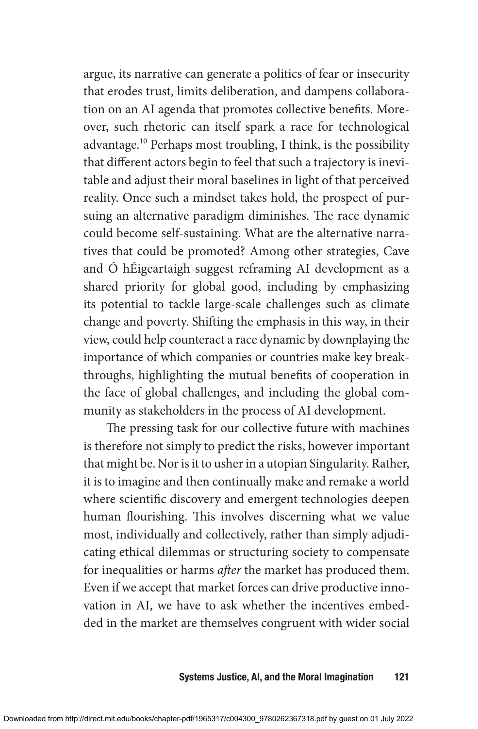argue, its narrative can generate a politics of fear or insecurity that erodes trust, limits deliberation, and dampens collaboration on an AI agenda that promotes collective benefits. Moreover, such rhetoric can itself spark a race for technological advantage.[10] Perhaps most troubling, I think, is the possibility that different actors begin to feel that such a trajectory is inevitable and adjust their moral baselines in light of that perceived reality. Once such a mindset takes hold, the prospect of pursuing an alternative paradigm diminishes. The race dynamic could become self-sustaining. What are the alternative narratives that could be promoted? Among other strategies, Cave and Ó hÉigeartaigh suggest reframing AI development as a shared priority for global good, including by emphasizing its potential to tackle large-scale challenges such as climate change and poverty. Shifting the emphasis in this way, in their view, could help counteract a race dynamic by downplaying the importance of which companies or countries make key breakthroughs, highlighting the mutual benefits of cooperation in the face of global challenges, and including the global community as stakeholders in the process of AI development.

The pressing task for our collective future with machines is therefore not simply to predict the risks, however important that might be. Nor is it to usher in a utopian Singularity. Rather, it is to imagine and then continually make and remake a world where scientific discovery and emergent technologies deepen human flourishing. This involves discerning what we value most, individually and collectively, rather than simply adjudicating ethical dilemmas or structuring society to compensate for inequalities or harms *after* the market has produced them. Even if we accept that market forces can drive productive innovation in AI, we have to ask whether the incentives embedded in the market are themselves congruent with wider social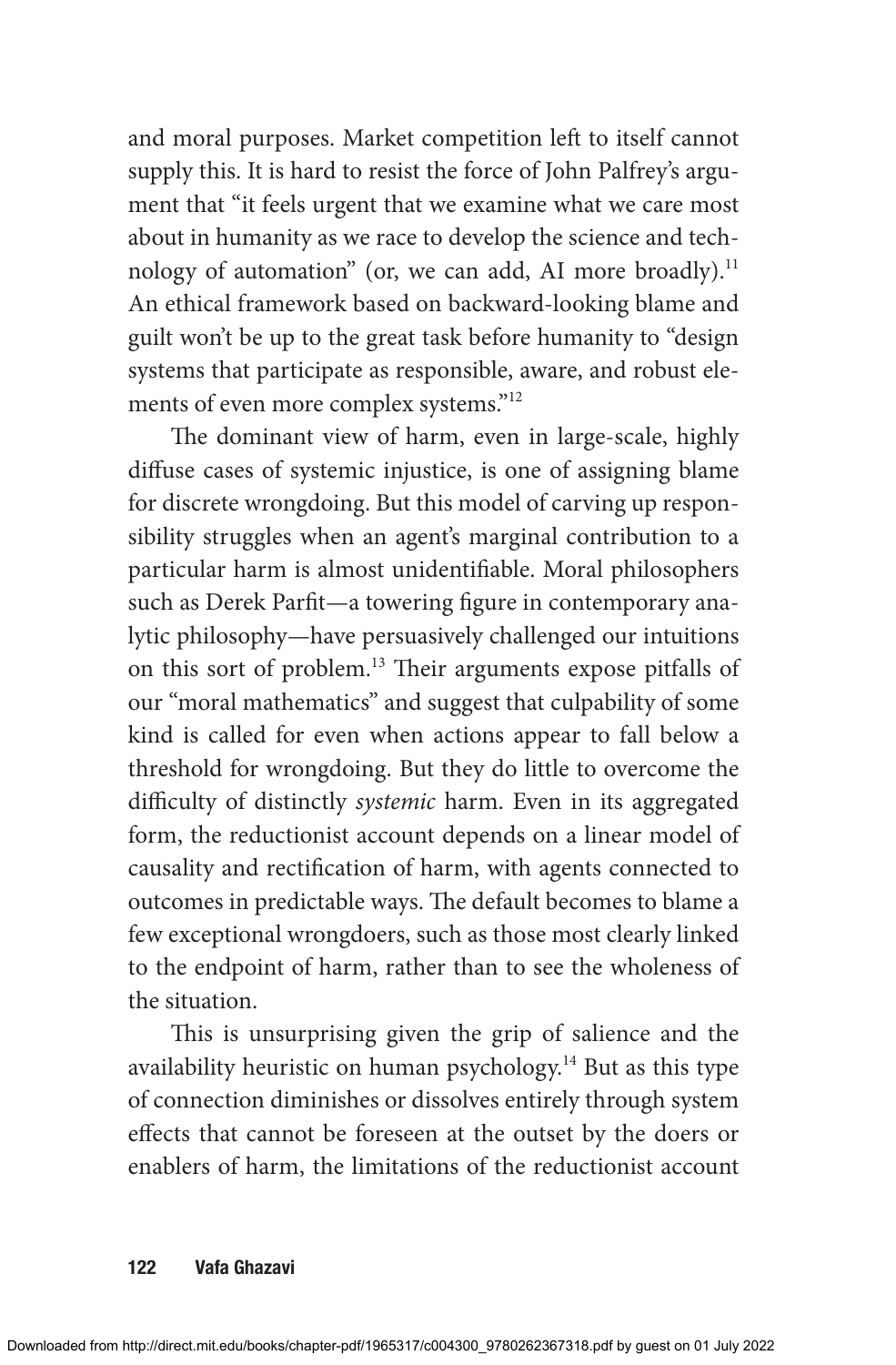and moral purposes. Market competition left to itself cannot supply this. It is hard to resist the force of John Palfrey's argument that "it feels urgent that we examine what we care most about in humanity as we race to develop the science and technology of automation" (or, we can add, AI more broadly).[11] An ethical framework based on backward-looking blame and guilt won't be up to the great task before humanity to "design systems that participate as responsible, aware, and robust elements of even more complex systems."[12]

The dominant view of harm, even in large-scale, highly diffuse cases of systemic injustice, is one of assigning blame for discrete wrongdoing. But this model of carving up responsibility struggles when an agent's marginal contribution to a particular harm is almost unidentifiable. Moral philosophers such as Derek Parfit—a towering figure in contemporary analytic philosophy—have persuasively challenged our intuitions on this sort of problem.[13] Their arguments expose pitfalls of our "moral mathematics" and suggest that culpability of some kind is called for even when actions appear to fall below a threshold for wrongdoing. But they do little to overcome the difficulty of distinctly *systemic* harm. Even in its aggregated form, the reductionist account depends on a linear model of causality and rectification of harm, with agents connected to outcomes in predictable ways. The default becomes to blame a few exceptional wrongdoers, such as those most clearly linked to the endpoint of harm, rather than to see the wholeness of the situation.

This is unsurprising given the grip of salience and the availability heuristic on human psychology.[14] But as this type of connection diminishes or dissolves entirely through system effects that cannot be foreseen at the outset by the doers or enablers of harm, the limitations of the reductionist account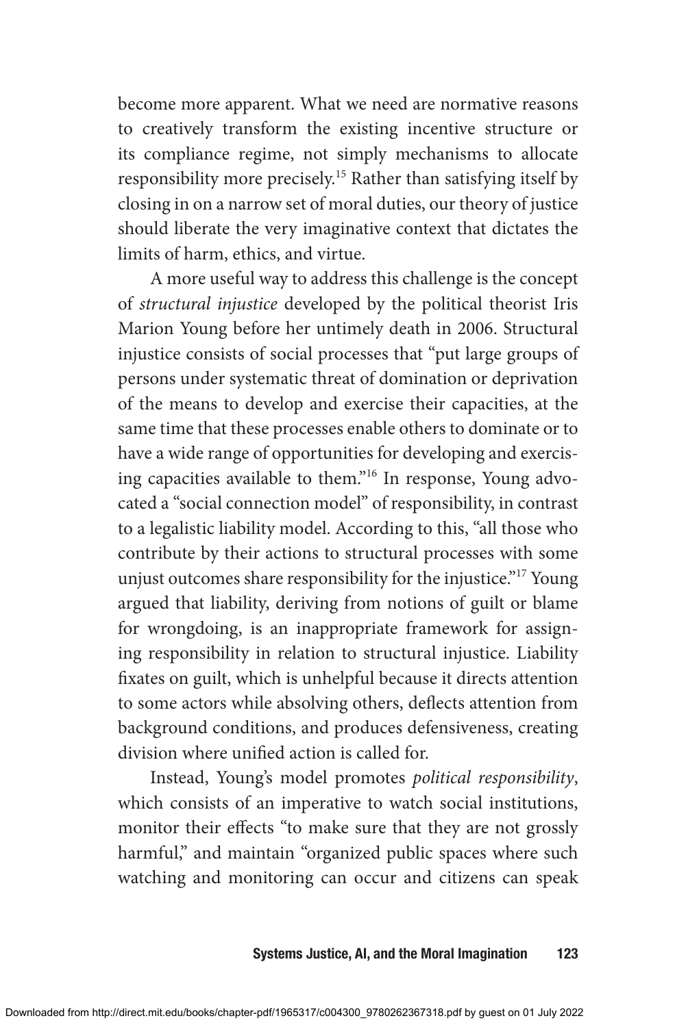become more apparent. What we need are normative reasons to creatively transform the existing incentive structure or its compliance regime, not simply mechanisms to allocate responsibility more precisely.[15] Rather than satisfying itself by closing in on a narrow set of moral duties, our theory of justice should liberate the very imaginative context that dictates the limits of harm, ethics, and virtue.

A more useful way to address this challenge is the concept of *structural injustice* developed by the political theorist Iris Marion Young before her untimely death in 2006. Structural injustice consists of social processes that "put large groups of persons under systematic threat of domination or deprivation of the means to develop and exercise their capacities, at the same time that these processes enable others to dominate or to have a wide range of opportunities for developing and exercising capacities available to them."[16] In response, Young advocated a "social connection model" of responsibility, in contrast to a legalistic liability model. According to this, "all those who contribute by their actions to structural processes with some unjust outcomes share responsibility for the injustice."[17] Young argued that liability, deriving from notions of guilt or blame for wrongdoing, is an inappropriate framework for assigning responsibility in relation to structural injustice. Liability fixates on guilt, which is unhelpful because it directs attention to some actors while absolving others, deflects attention from background conditions, and produces defensiveness, creating division where unified action is called for.

Instead, Young's model promotes *political responsibility*, which consists of an imperative to watch social institutions, monitor their effects "to make sure that they are not grossly harmful," and maintain "organized public spaces where such watching and monitoring can occur and citizens can speak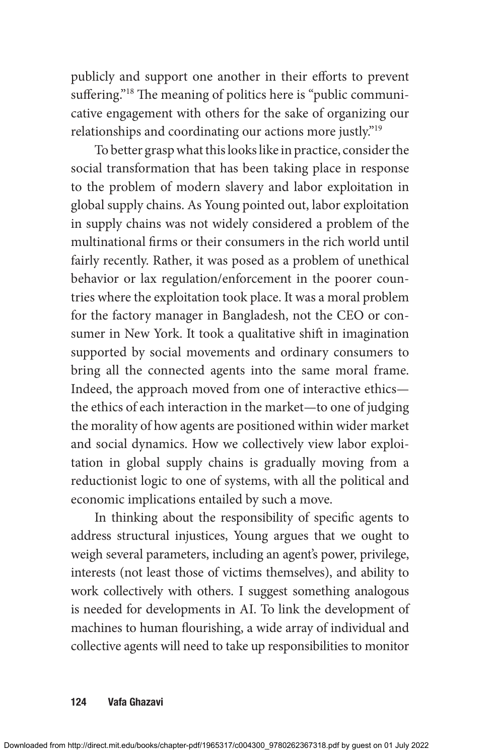publicly and support one another in their efforts to prevent suffering."[18] The meaning of politics here is "public communicative engagement with others for the sake of organizing our relationships and coordinating our actions more justly."[19]

To better grasp what this looks like in practice, consider the social transformation that has been taking place in response to the problem of modern slavery and labor exploitation in global supply chains. As Young pointed out, labor exploitation in supply chains was not widely considered a problem of the multinational firms or their consumers in the rich world until fairly recently. Rather, it was posed as a problem of unethical behavior or lax regulation/enforcement in the poorer countries where the exploitation took place. It was a moral problem for the factory manager in Bangladesh, not the CEO or consumer in New York. It took a qualitative shift in imagination supported by social movements and ordinary consumers to bring all the connected agents into the same moral frame. Indeed, the approach moved from one of interactive ethics—the ethics of each interaction in the market—to one of judging the morality of how agents are positioned within wider market and social dynamics. How we collectively view labor exploitation in global supply chains is gradually moving from a reductionist logic to one of systems, with all the political and economic implications entailed by such a move.

In thinking about the responsibility of specific agents to address structural injustices, Young argues that we ought to weigh several parameters, including an agent's power, privilege, interests (not least those of victims themselves), and ability to work collectively with others. I suggest something analogous is needed for developments in AI. To link the development of machines to human flourishing, a wide array of individual and collective agents will need to take up responsibilities to monitor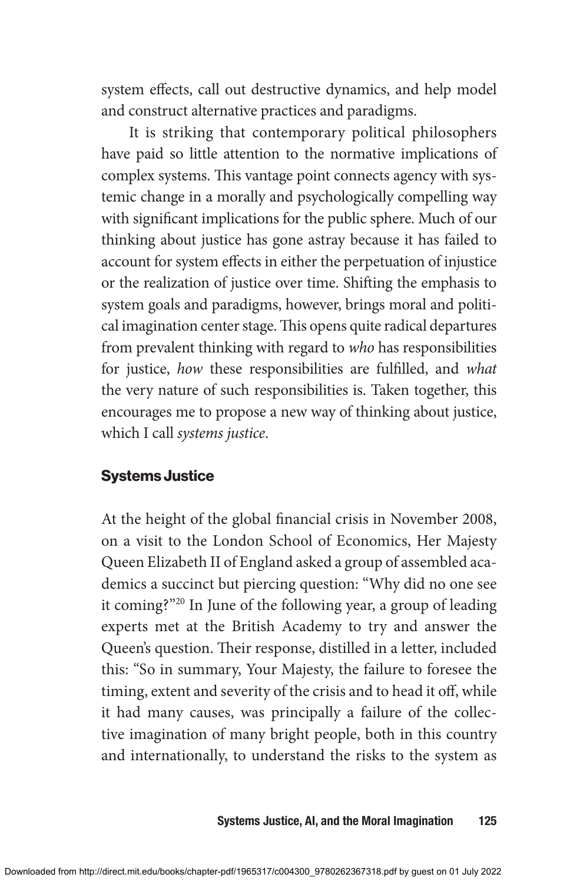system effects, call out destructive dynamics, and help model and construct alternative practices and paradigms.

It is striking that contemporary political philosophers have paid so little attention to the normative implications of complex systems. This vantage point connects agency with systemic change in a morally and psychologically compelling way with significant implications for the public sphere. Much of our thinking about justice has gone astray because it has failed to account for system effects in either the perpetuation of injustice or the realization of justice over time. Shifting the emphasis to system goals and paradigms, however, brings moral and political imagination center stage. This opens quite radical departures from prevalent thinking with regard to *who* has responsibilities for justice, *how* these responsibilities are fulfilled, and *what* the very nature of such responsibilities is. Taken together, this encourages me to propose a new way of thinking about justice, which I call *systems justice*.

## Systems Justice

At the height of the global financial crisis in November 2008, on a visit to the London School of Economics, Her Majesty Queen Elizabeth II of England asked a group of assembled academics a succinct but piercing question: "Why did no one see it coming?"[20] In June of the following year, a group of leading experts met at the British Academy to try and answer the Queen's question. Their response, distilled in a letter, included this: "So in summary, Your Majesty, the failure to foresee the timing, extent and severity of the crisis and to head it off, while it had many causes, was principally a failure of the collective imagination of many bright people, both in this country and internationally, to understand the risks to the system as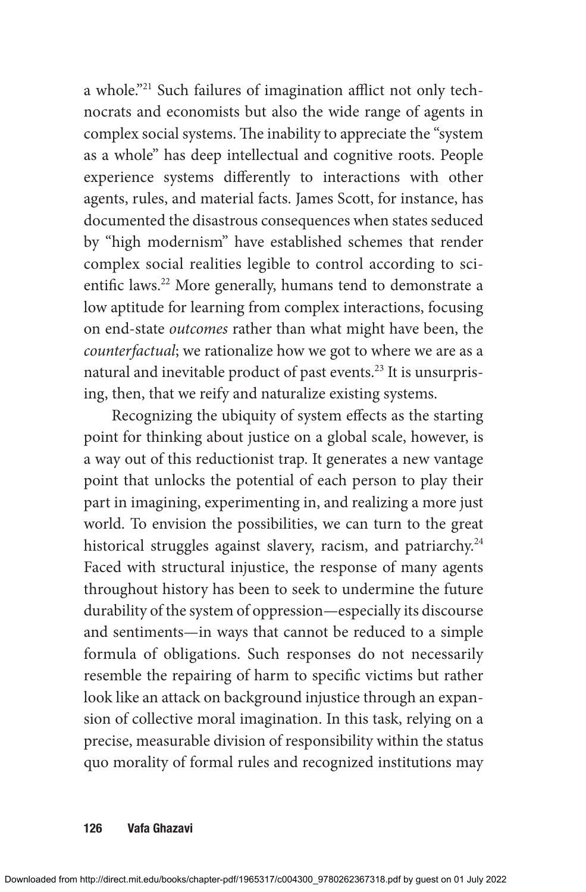a whole."[21] Such failures of imagination afflict not only technocrats and economists but also the wide range of agents in complex social systems. The inability to appreciate the "system as a whole" has deep intellectual and cognitive roots. People experience systems differently to interactions with other agents, rules, and material facts. James Scott, for instance, has documented the disastrous consequences when states seduced by "high modernism" have established schemes that render complex social realities legible to control according to scientific laws.[22] More generally, humans tend to demonstrate a low aptitude for learning from complex interactions, focusing on end-state *outcomes* rather than what might have been, the *counterfactual*; we rationalize how we got to where we are as a natural and inevitable product of past events.[23] It is unsurprising, then, that we reify and naturalize existing systems.

Recognizing the ubiquity of system effects as the starting point for thinking about justice on a global scale, however, is a way out of this reductionist trap. It generates a new vantage point that unlocks the potential of each person to play their part in imagining, experimenting in, and realizing a more just world. To envision the possibilities, we can turn to the great historical struggles against slavery, racism, and patriarchy.[24] Faced with structural injustice, the response of many agents throughout history has been to seek to undermine the future durability of the system of oppression—especially its discourse and sentiments—in ways that cannot be reduced to a simple formula of obligations. Such responses do not necessarily resemble the repairing of harm to specific victims but rather look like an attack on background injustice through an expansion of collective moral imagination. In this task, relying on a precise, measurable division of responsibility within the status quo morality of formal rules and recognized institutions may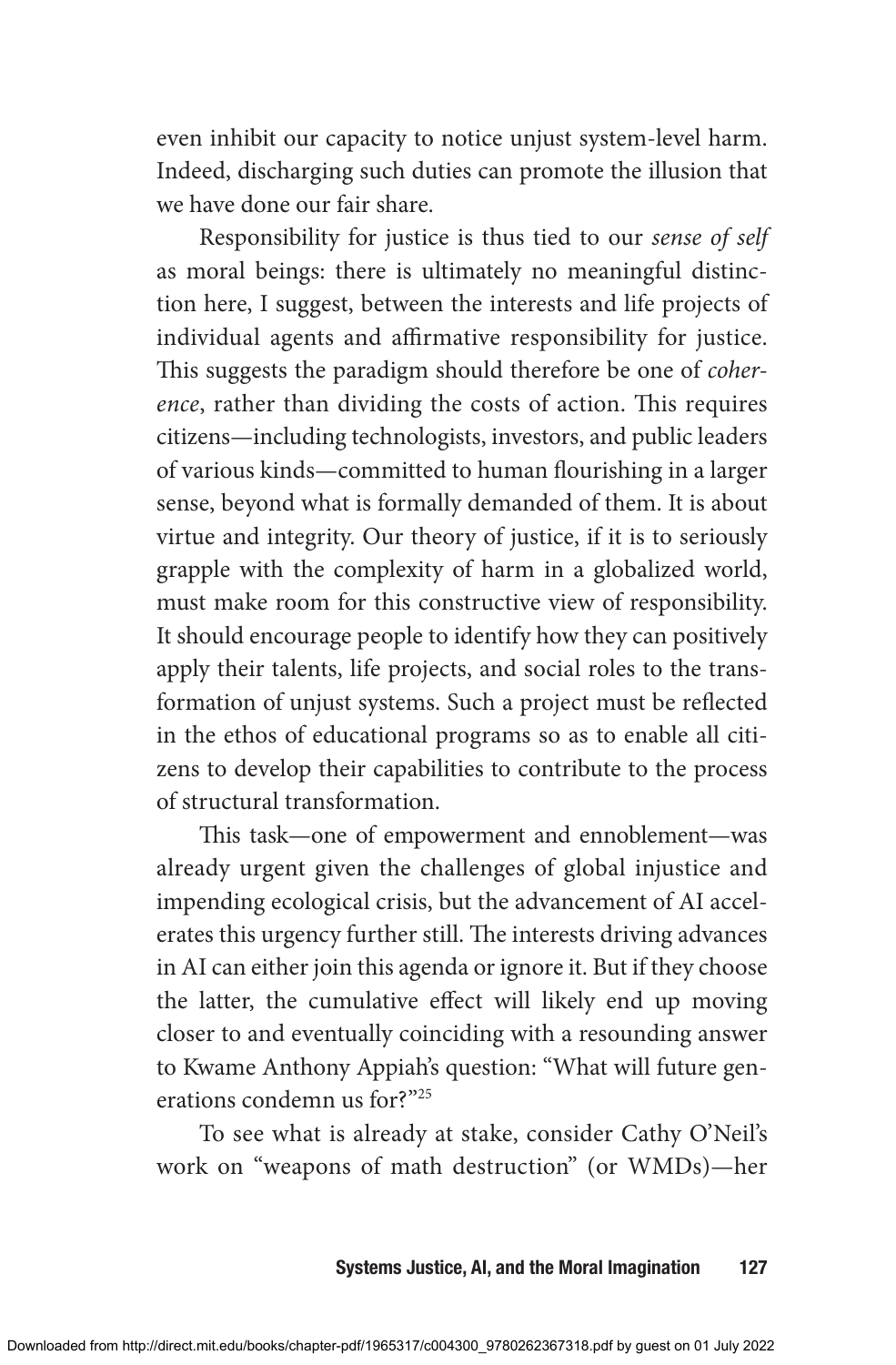even inhibit our capacity to notice unjust system-level harm. Indeed, discharging such duties can promote the illusion that we have done our fair share.

Responsibility for justice is thus tied to our *sense of self* as moral beings: there is ultimately no meaningful distinction here, I suggest, between the interests and life projects of individual agents and affirmative responsibility for justice. This suggests the paradigm should therefore be one of *coherence*, rather than dividing the costs of action. This requires citizens—including technologists, investors, and public leaders of various kinds—committed to human flourishing in a larger sense, beyond what is formally demanded of them. It is about virtue and integrity. Our theory of justice, if it is to seriously grapple with the complexity of harm in a globalized world, must make room for this constructive view of responsibility. It should encourage people to identify how they can positively apply their talents, life projects, and social roles to the transformation of unjust systems. Such a project must be reflected in the ethos of educational programs so as to enable all citizens to develop their capabilities to contribute to the process of structural transformation.

This task—one of empowerment and ennoblement—was already urgent given the challenges of global injustice and impending ecological crisis, but the advancement of AI accelerates this urgency further still. The interests driving advances in AI can either join this agenda or ignore it. But if they choose the latter, the cumulative effect will likely end up moving closer to and eventually coinciding with a resounding answer to Kwame Anthony Appiah's question: "What will future generations condemn us for?"[25]

To see what is already at stake, consider Cathy O'Neil's work on "weapons of math destruction" (or WMDs)—her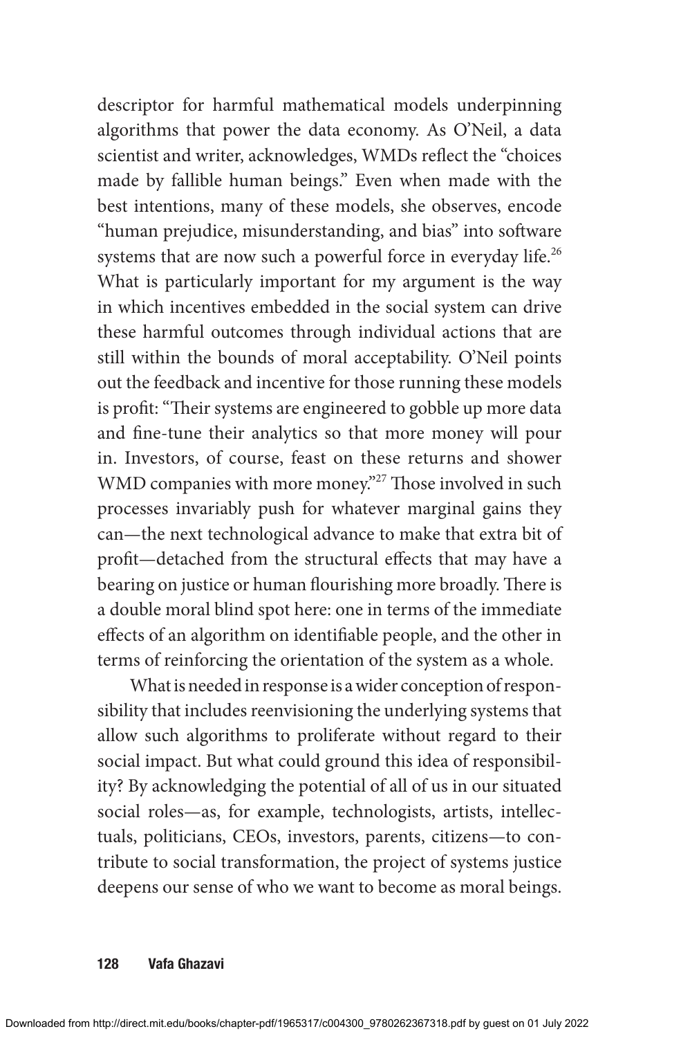descriptor for harmful mathematical models underpinning algorithms that power the data economy. As O'Neil, a data scientist and writer, acknowledges, WMDs reflect the "choices made by fallible human beings." Even when made with the best intentions, many of these models, she observes, encode "human prejudice, misunderstanding, and bias" into software systems that are now such a powerful force in everyday life.[26] What is particularly important for my argument is the way in which incentives embedded in the social system can drive these harmful outcomes through individual actions that are still within the bounds of moral acceptability. O'Neil points out the feedback and incentive for those running these models is profit: "Their systems are engineered to gobble up more data and fine-tune their analytics so that more money will pour in. Investors, of course, feast on these returns and shower WMD companies with more money."[27] Those involved in such processes invariably push for whatever marginal gains they can—the next technological advance to make that extra bit of profit—detached from the structural effects that may have a bearing on justice or human flourishing more broadly. There is a double moral blind spot here: one in terms of the immediate effects of an algorithm on identifiable people, and the other in terms of reinforcing the orientation of the system as a whole.

What is needed in response is a wider conception of responsibility that includes reenvisioning the underlying systems that allow such algorithms to proliferate without regard to their social impact. But what could ground this idea of responsibility? By acknowledging the potential of all of us in our situated social roles—as, for example, technologists, artists, intellectuals, politicians, CEOs, investors, parents, citizens—to contribute to social transformation, the project of systems justice deepens our sense of who we want to become as moral beings.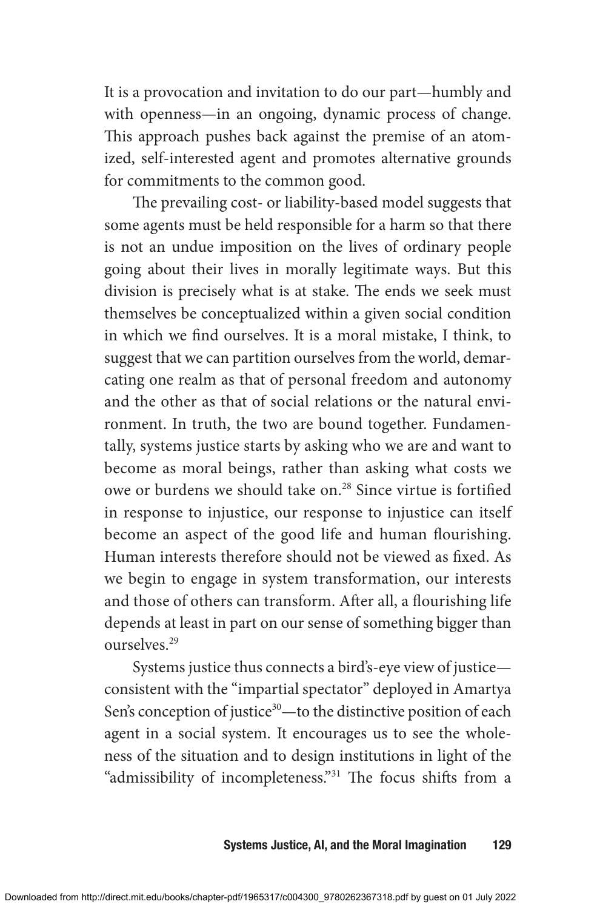It is a provocation and invitation to do our part—humbly and with openness—in an ongoing, dynamic process of change. This approach pushes back against the premise of an atomized, self-interested agent and promotes alternative grounds for commitments to the common good.

The prevailing cost- or liability-based model suggests that some agents must be held responsible for a harm so that there is not an undue imposition on the lives of ordinary people going about their lives in morally legitimate ways. But this division is precisely what is at stake. The ends we seek must themselves be conceptualized within a given social condition in which we find ourselves. It is a moral mistake, I think, to suggest that we can partition ourselves from the world, demarcating one realm as that of personal freedom and autonomy and the other as that of social relations or the natural environment. In truth, the two are bound together. Fundamentally, systems justice starts by asking who we are and want to become as moral beings, rather than asking what costs we owe or burdens we should take on.[28] Since virtue is fortified in response to injustice, our response to injustice can itself become an aspect of the good life and human flourishing. Human interests therefore should not be viewed as fixed. As we begin to engage in system transformation, our interests and those of others can transform. After all, a flourishing life depends at least in part on our sense of something bigger than ourselves.[29]

Systems justice thus connects a bird's-eye view of justice—consistent with the "impartial spectator" deployed in Amartya Sen's conception of justice[30]—to the distinctive position of each agent in a social system. It encourages us to see the wholeness of the situation and to design institutions in light of the "admissibility of incompleteness."[31] The focus shifts from a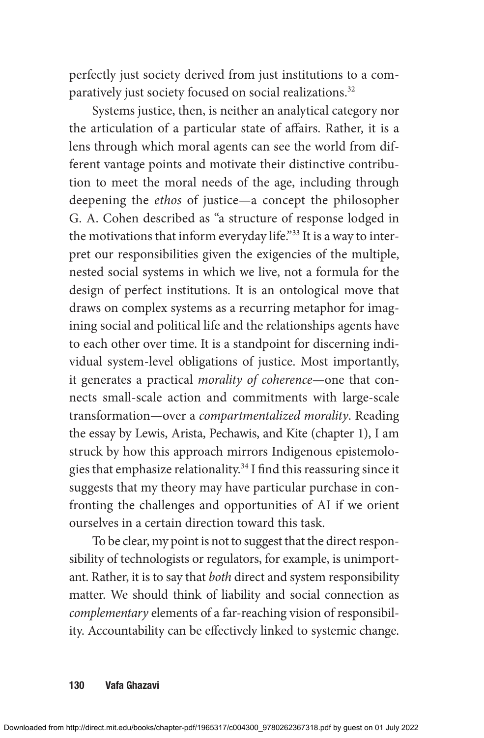perfectly just society derived from just institutions to a comparatively just society focused on social realizations.[32]

Systems justice, then, is neither an analytical category nor the articulation of a particular state of affairs. Rather, it is a lens through which moral agents can see the world from different vantage points and motivate their distinctive contribution to meet the moral needs of the age, including through deepening the *ethos* of justice—a concept the philosopher G. A. Cohen described as "a structure of response lodged in the motivations that inform everyday life."[33] It is a way to interpret our responsibilities given the exigencies of the multiple, nested social systems in which we live, not a formula for the design of perfect institutions. It is an ontological move that draws on complex systems as a recurring metaphor for imagining social and political life and the relationships agents have to each other over time. It is a standpoint for discerning individual system-level obligations of justice. Most importantly, it generates a practical *morality of coherence*—one that connects small-scale action and commitments with large-scale transformation—over a *compartmentalized morality*. Reading the essay by Lewis, Arista, Pechawis, and Kite (chapter 1), I am struck by how this approach mirrors Indigenous epistemologies that emphasize relationality.[34] I find this reassuring since it suggests that my theory may have particular purchase in confronting the challenges and opportunities of AI if we orient ourselves in a certain direction toward this task.

To be clear, my point is not to suggest that the direct responsibility of technologists or regulators, for example, is unimportant. Rather, it is to say that *both* direct and system responsibility matter. We should think of liability and social connection as *complementary* elements of a far-reaching vision of responsibility. Accountability can be effectively linked to systemic change.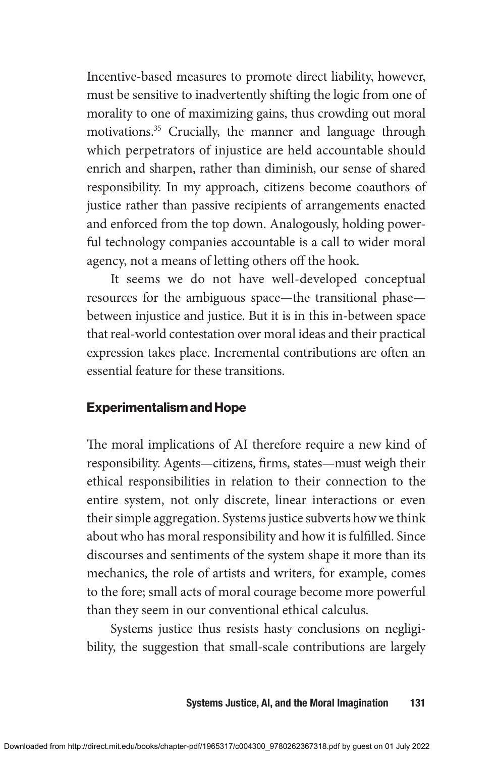Incentive-based measures to promote direct liability, however, must be sensitive to inadvertently shifting the logic from one of morality to one of maximizing gains, thus crowding out moral motivations.[35] Crucially, the manner and language through which perpetrators of injustice are held accountable should enrich and sharpen, rather than diminish, our sense of shared responsibility. In my approach, citizens become coauthors of justice rather than passive recipients of arrangements enacted and enforced from the top down. Analogously, holding powerful technology companies accountable is a call to wider moral agency, not a means of letting others off the hook.

It seems we do not have well-developed conceptual resources for the ambiguous space—the transitional phase—between injustice and justice. But it is in this in-between space that real-world contestation over moral ideas and their practical expression takes place. Incremental contributions are often an essential feature for these transitions.

## Experimentalism and Hope

The moral implications of AI therefore require a new kind of responsibility. Agents—citizens, firms, states—must weigh their ethical responsibilities in relation to their connection to the entire system, not only discrete, linear interactions or even their simple aggregation. Systems justice subverts how we think about who has moral responsibility and how it is fulfilled. Since discourses and sentiments of the system shape it more than its mechanics, the role of artists and writers, for example, comes to the fore; small acts of moral courage become more powerful than they seem in our conventional ethical calculus.

Systems justice thus resists hasty conclusions on negligibility, the suggestion that small-scale contributions are largely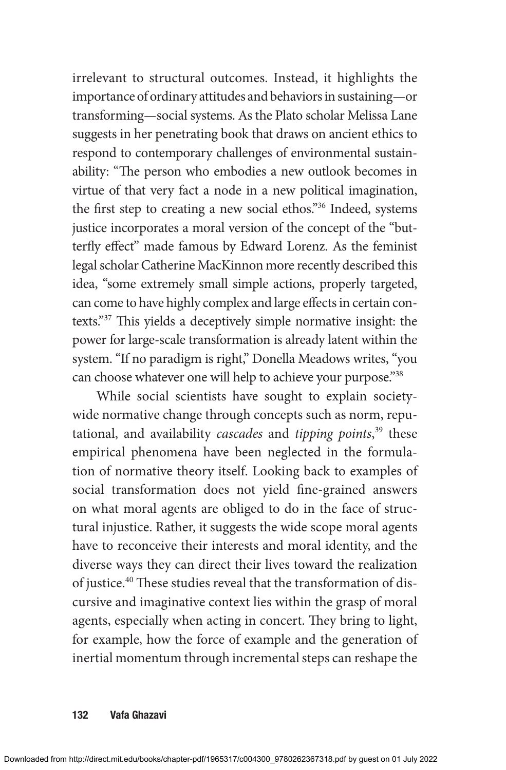irrelevant to structural outcomes. Instead, it highlights the importance of ordinary attitudes and behaviors in sustaining—or transforming—social systems. As the Plato scholar Melissa Lane suggests in her penetrating book that draws on ancient ethics to respond to contemporary challenges of environmental sustainability: "The person who embodies a new outlook becomes in virtue of that very fact a node in a new political imagination, the first step to creating a new social ethos."[36] Indeed, systems justice incorporates a moral version of the concept of the "butterfly effect" made famous by Edward Lorenz. As the feminist legal scholar Catherine MacKinnon more recently described this idea, "some extremely small simple actions, properly targeted, can come to have highly complex and large effects in certain contexts."[37] This yields a deceptively simple normative insight: the power for large-scale transformation is already latent within the system. "If no paradigm is right," Donella Meadows writes, "you can choose whatever one will help to achieve your purpose."[38]

While social scientists have sought to explain society-wide normative change through concepts such as norm, reputational, and availability *cascades* and *tipping points*,[39] these empirical phenomena have been neglected in the formulation of normative theory itself. Looking back to examples of social transformation does not yield fine-grained answers on what moral agents are obliged to do in the face of structural injustice. Rather, it suggests the wide scope moral agents have to reconceive their interests and moral identity, and the diverse ways they can direct their lives toward the realization of justice.[40] These studies reveal that the transformation of discursive and imaginative context lies within the grasp of moral agents, especially when acting in concert. They bring to light, for example, how the force of example and the generation of inertial momentum through incremental steps can reshape the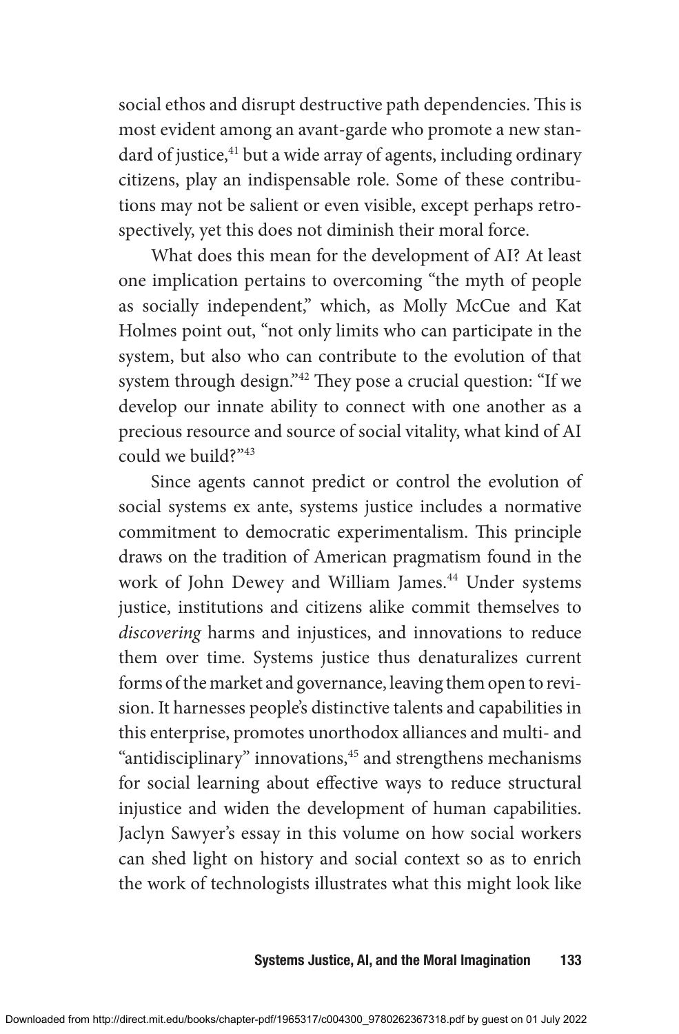social ethos and disrupt destructive path dependencies. This is most evident among an avant-garde who promote a new standard of justice,[41] but a wide array of agents, including ordinary citizens, play an indispensable role. Some of these contributions may not be salient or even visible, except perhaps retrospectively, yet this does not diminish their moral force.

What does this mean for the development of AI? At least one implication pertains to overcoming "the myth of people as socially independent," which, as Molly McCue and Kat Holmes point out, "not only limits who can participate in the system, but also who can contribute to the evolution of that system through design."[42] They pose a crucial question: "If we develop our innate ability to connect with one another as a precious resource and source of social vitality, what kind of AI could we build?"[43]

Since agents cannot predict or control the evolution of social systems ex ante, systems justice includes a normative commitment to democratic experimentalism. This principle draws on the tradition of American pragmatism found in the work of John Dewey and William James.[44] Under systems justice, institutions and citizens alike commit themselves to *discovering* harms and injustices, and innovations to reduce them over time. Systems justice thus denaturalizes current forms of the market and governance, leaving them open to revision. It harnesses people's distinctive talents and capabilities in this enterprise, promotes unorthodox alliances and multi- and "antidisciplinary" innovations,[45] and strengthens mechanisms for social learning about effective ways to reduce structural injustice and widen the development of human capabilities. Jaclyn Sawyer's essay in this volume on how social workers can shed light on history and social context so as to enrich the work of technologists illustrates what this might look like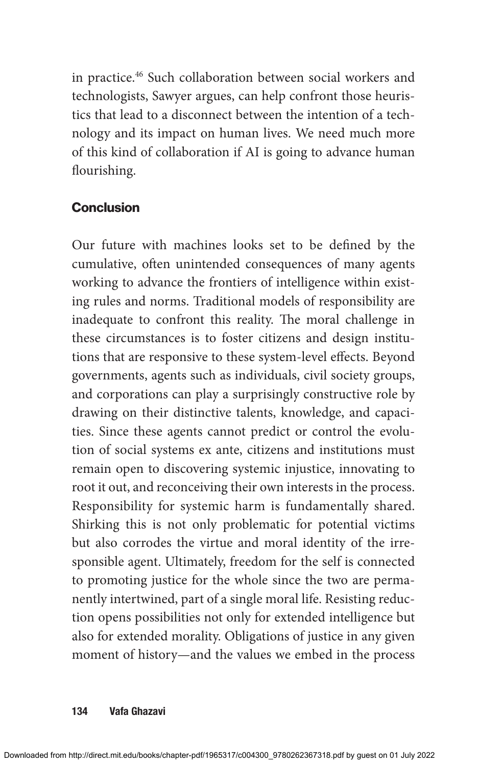in practice.[46] Such collaboration between social workers and technologists, Sawyer argues, can help confront those heuristics that lead to a disconnect between the intention of a technology and its impact on human lives. We need much more of this kind of collaboration if AI is going to advance human flourishing.

## Conclusion

Our future with machines looks set to be defined by the cumulative, often unintended consequences of many agents working to advance the frontiers of intelligence within existing rules and norms. Traditional models of responsibility are inadequate to confront this reality. The moral challenge in these circumstances is to foster citizens and design institutions that are responsive to these system-level effects. Beyond governments, agents such as individuals, civil society groups, and corporations can play a surprisingly constructive role by drawing on their distinctive talents, knowledge, and capacities. Since these agents cannot predict or control the evolution of social systems ex ante, citizens and institutions must remain open to discovering systemic injustice, innovating to root it out, and reconceiving their own interests in the process. Responsibility for systemic harm is fundamentally shared. Shirking this is not only problematic for potential victims but also corrodes the virtue and moral identity of the irresponsible agent. Ultimately, freedom for the self is connected to promoting justice for the whole since the two are permanently intertwined, part of a single moral life. Resisting reduction opens possibilities not only for extended intelligence but also for extended morality. Obligations of justice in any given moment of history—and the values we embed in the process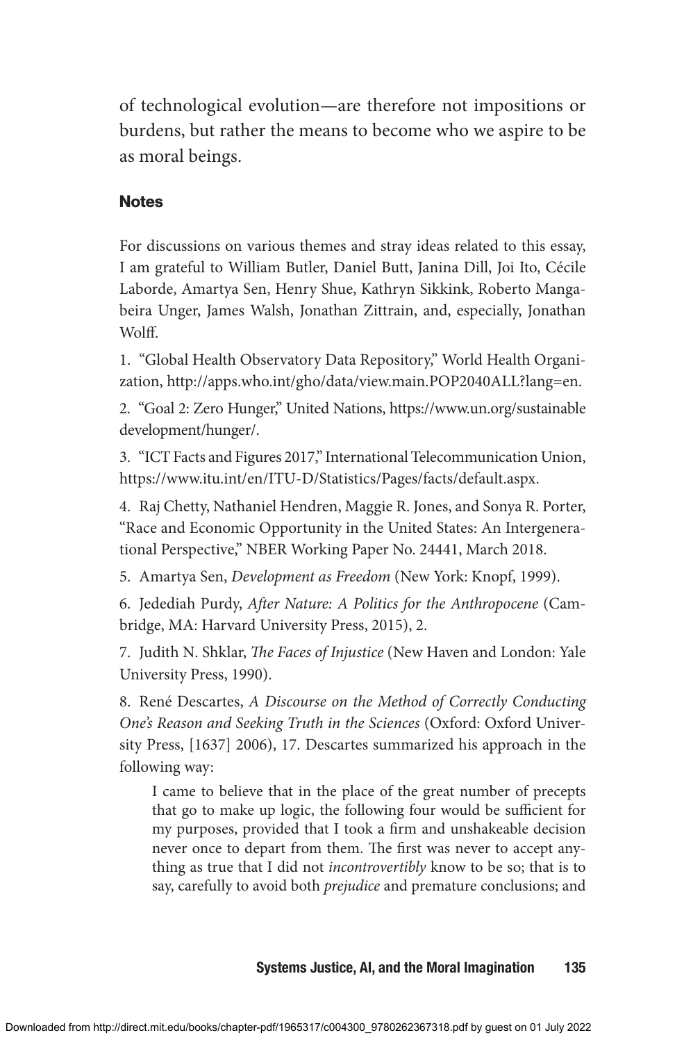of technological evolution—are therefore not impositions or burdens, but rather the means to become who we aspire to be as moral beings.

### Notes

For discussions on various themes and stray ideas related to this essay, I am grateful to William Butler, Daniel Butt, Janina Dill, Joi Ito, Cécile Laborde, Amartya Sen, Henry Shue, Kathryn Sikkink, Roberto Mangabeira Unger, James Walsh, Jonathan Zittrain, and, especially, Jonathan Wolff.

1. "Global Health Observatory Data Repository," World Health Organization, http://apps.who.int/gho/data/view.main.POP2040ALL?lang=en.

2. "Goal 2: Zero Hunger," United Nations, https://www.un.org/sustainabledevelopment/hunger/.

3. "ICT Facts and Figures 2017," International Telecommunication Union, https://www.itu.int/en/ITU-D/Statistics/Pages/facts/default.aspx.

4. Raj Chetty, Nathaniel Hendren, Maggie R. Jones, and Sonya R. Porter, "Race and Economic Opportunity in the United States: An Intergenerational Perspective," NBER Working Paper No. 24441, March 2018.

5. Amartya Sen, *Development as Freedom* (New York: Knopf, 1999).

6. Jedediah Purdy, *After Nature: A Politics for the Anthropocene* (Cambridge, MA: Harvard University Press, 2015), 2.

7. Judith N. Shklar, *The Faces of Injustice* (New Haven and London: Yale University Press, 1990).

8. René Descartes, *A Discourse on the Method of Correctly Conducting One's Reason and Seeking Truth in the Sciences* (Oxford: Oxford University Press, [1637] 2006), 17. Descartes summarized his approach in the following way:

> I came to believe that in the place of the great number of precepts that go to make up logic, the following four would be sufficient for my purposes, provided that I took a firm and unshakeable decision never once to depart from them. The first was never to accept anything as true that I did not *incontrovertibly* know to be so; that is to say, carefully to avoid both *prejudice* and premature conclusions; and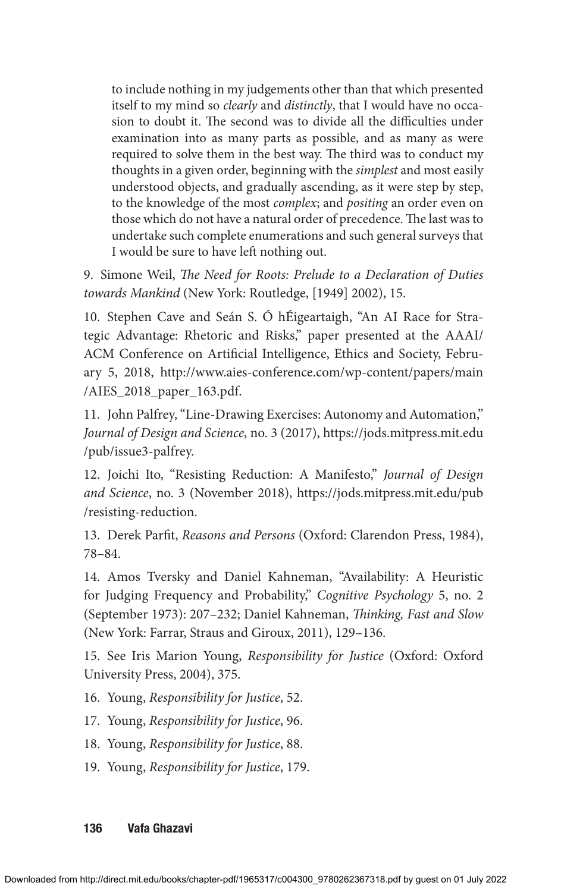> to include nothing in my judgements other than that which presented itself to my mind so *clearly* and *distinctly*, that I would have no occasion to doubt it. The second was to divide all the difficulties under examination into as many parts as possible, and as many as were required to solve them in the best way. The third was to conduct my thoughts in a given order, beginning with the *simplest* and most easily understood objects, and gradually ascending, as it were step by step, to the knowledge of the most *complex*; and *positing* an order even on those which do not have a natural order of precedence. The last was to undertake such complete enumerations and such general surveys that I would be sure to have left nothing out.

9. Simone Weil, *The Need for Roots: Prelude to a Declaration of Duties towards Mankind* (New York: Routledge, [1949] 2002), 15.

10. Stephen Cave and Seán S. Ó hÉigeartaigh, "An AI Race for Strategic Advantage: Rhetoric and Risks," paper presented at the AAAI/ACM Conference on Artificial Intelligence, Ethics and Society, February 5, 2018, http://www.aies-conference.com/wp-content/papers/main/AIES_2018_paper_163.pdf.

11. John Palfrey, "Line-Drawing Exercises: Autonomy and Automation," *Journal of Design and Science*, no. 3 (2017), https://jods.mitpress.mit.edu/pub/issue3-palfrey.

12. Joichi Ito, "Resisting Reduction: A Manifesto," *Journal of Design and Science*, no. 3 (November 2018), https://jods.mitpress.mit.edu/pub/resisting-reduction.

13. Derek Parfit, *Reasons and Persons* (Oxford: Clarendon Press, 1984), 78–84.

14. Amos Tversky and Daniel Kahneman, "Availability: A Heuristic for Judging Frequency and Probability," *Cognitive Psychology* 5, no. 2 (September 1973): 207–232; Daniel Kahneman, *Thinking, Fast and Slow* (New York: Farrar, Straus and Giroux, 2011), 129–136.

15. See Iris Marion Young, *Responsibility for Justice* (Oxford: Oxford University Press, 2004), 375.

16. Young, *Responsibility for Justice*, 52.

17. Young, *Responsibility for Justice*, 96.

18. Young, *Responsibility for Justice*, 88.

19. Young, *Responsibility for Justice*, 179.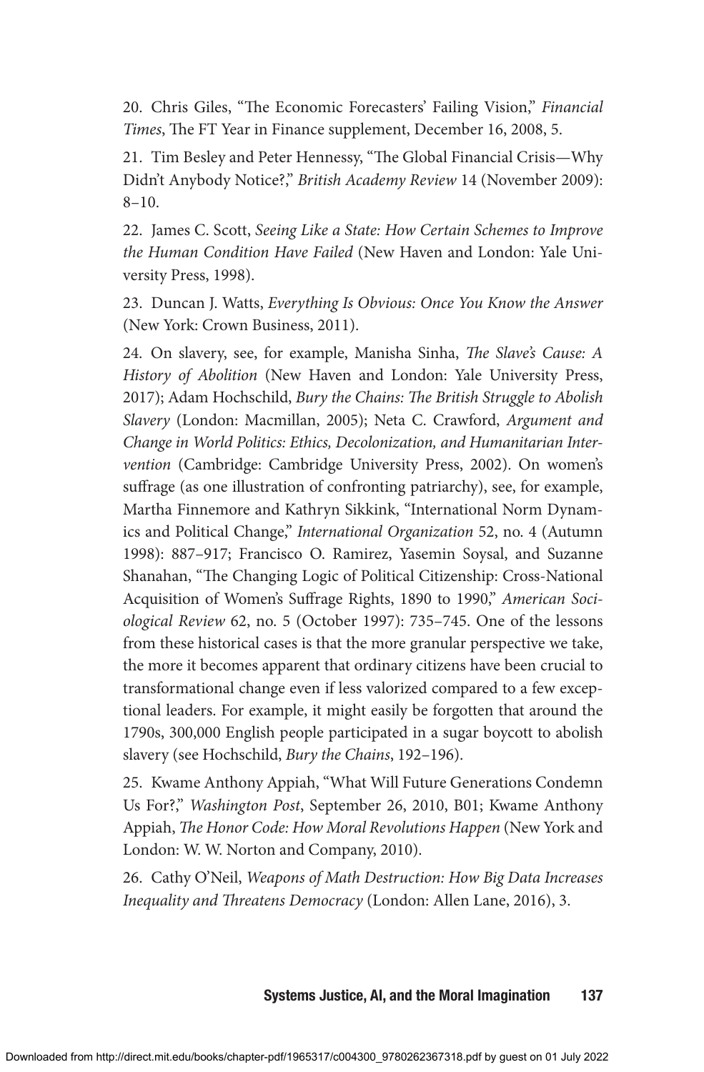20. Chris Giles, "The Economic Forecasters' Failing Vision," *Financial Times*, The FT Year in Finance supplement, December 16, 2008, 5.

21. Tim Besley and Peter Hennessy, "The Global Financial Crisis—Why Didn't Anybody Notice?," *British Academy Review* 14 (November 2009): 8–10.

22. James C. Scott, *Seeing Like a State: How Certain Schemes to Improve the Human Condition Have Failed* (New Haven and London: Yale University Press, 1998).

23. Duncan J. Watts, *Everything Is Obvious: Once You Know the Answer* (New York: Crown Business, 2011).

24. On slavery, see, for example, Manisha Sinha, *The Slave's Cause: A History of Abolition* (New Haven and London: Yale University Press, 2017); Adam Hochschild, *Bury the Chains: The British Struggle to Abolish Slavery* (London: Macmillan, 2005); Neta C. Crawford, *Argument and Change in World Politics: Ethics, Decolonization, and Humanitarian Intervention* (Cambridge: Cambridge University Press, 2002). On women's suffrage (as one illustration of confronting patriarchy), see, for example, Martha Finnemore and Kathryn Sikkink, "International Norm Dynamics and Political Change," *International Organization* 52, no. 4 (Autumn 1998): 887–917; Francisco O. Ramirez, Yasemin Soysal, and Suzanne Shanahan, "The Changing Logic of Political Citizenship: Cross-National Acquisition of Women's Suffrage Rights, 1890 to 1990," *American Sociological Review* 62, no. 5 (October 1997): 735–745. One of the lessons from these historical cases is that the more granular perspective we take, the more it becomes apparent that ordinary citizens have been crucial to transformational change even if less valorized compared to a few exceptional leaders. For example, it might easily be forgotten that around the 1790s, 300,000 English people participated in a sugar boycott to abolish slavery (see Hochschild, *Bury the Chains*, 192–196).

25. Kwame Anthony Appiah, "What Will Future Generations Condemn Us For?," *Washington Post*, September 26, 2010, B01; Kwame Anthony Appiah, *The Honor Code: How Moral Revolutions Happen* (New York and London: W. W. Norton and Company, 2010).

26. Cathy O'Neil, *Weapons of Math Destruction: How Big Data Increases Inequality and Threatens Democracy* (London: Allen Lane, 2016), 3.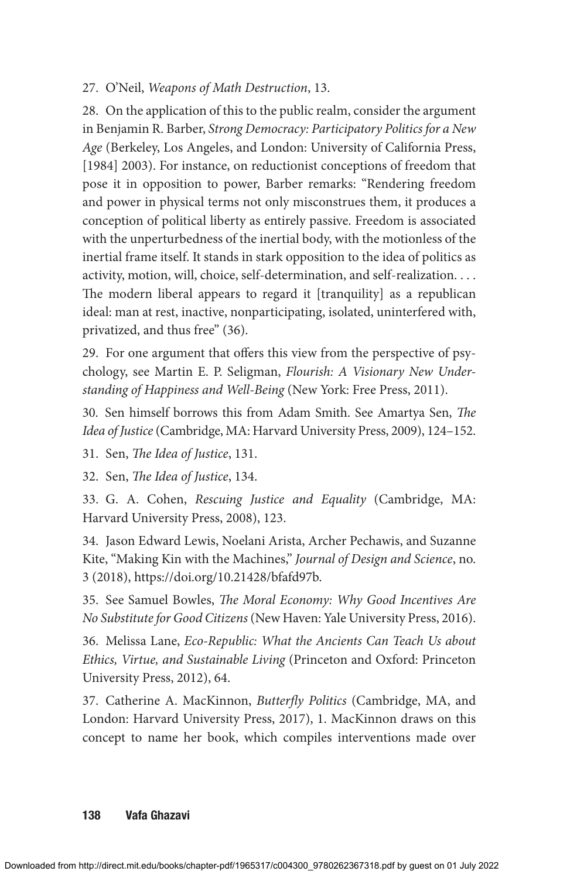27. O'Neil, *Weapons of Math Destruction*, 13.

28. On the application of this to the public realm, consider the argument in Benjamin R. Barber, *Strong Democracy: Participatory Politics for a New Age* (Berkeley, Los Angeles, and London: University of California Press, [1984] 2003). For instance, on reductionist conceptions of freedom that pose it in opposition to power, Barber remarks: "Rendering freedom and power in physical terms not only misconstrues them, it produces a conception of political liberty as entirely passive. Freedom is associated with the unperturbedness of the inertial body, with the motionless of the inertial frame itself. It stands in stark opposition to the idea of politics as activity, motion, will, choice, self-determination, and self-realization. . . . The modern liberal appears to regard it [tranquility] as a republican ideal: man at rest, inactive, nonparticipating, isolated, uninterfered with, privatized, and thus free" (36).

29. For one argument that offers this view from the perspective of psychology, see Martin E. P. Seligman, *Flourish: A Visionary New Understanding of Happiness and Well-Being* (New York: Free Press, 2011).

30. Sen himself borrows this from Adam Smith. See Amartya Sen, *The Idea of Justice* (Cambridge, MA: Harvard University Press, 2009), 124–152.

31. Sen, *The Idea of Justice*, 131.

32. Sen, *The Idea of Justice*, 134.

33. G. A. Cohen, *Rescuing Justice and Equality* (Cambridge, MA: Harvard University Press, 2008), 123.

34. Jason Edward Lewis, Noelani Arista, Archer Pechawis, and Suzanne Kite, "Making Kin with the Machines," *Journal of Design and Science*, no. 3 (2018), https://doi.org/10.21428/bfafd97b.

35. See Samuel Bowles, *The Moral Economy: Why Good Incentives Are No Substitute for Good Citizens* (New Haven: Yale University Press, 2016).

36. Melissa Lane, *Eco-Republic: What the Ancients Can Teach Us about Ethics, Virtue, and Sustainable Living* (Princeton and Oxford: Princeton University Press, 2012), 64.

37. Catherine A. MacKinnon, *Butterfly Politics* (Cambridge, MA, and London: Harvard University Press, 2017), 1. MacKinnon draws on this concept to name her book, which compiles interventions made over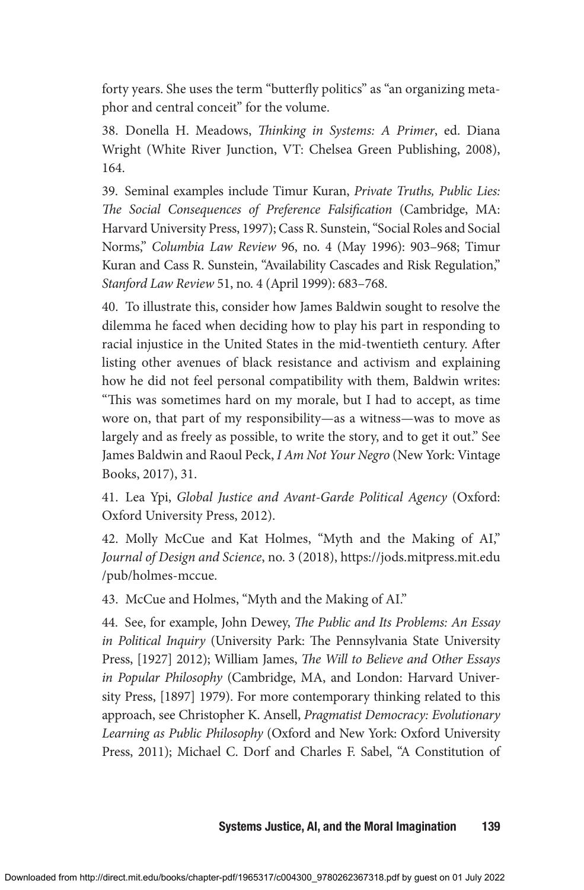forty years. She uses the term "butterfly politics" as "an organizing metaphor and central conceit" for the volume.

38. Donella H. Meadows, *Thinking in Systems: A Primer*, ed. Diana Wright (White River Junction, VT: Chelsea Green Publishing, 2008), 164.

39. Seminal examples include Timur Kuran, *Private Truths, Public Lies: The Social Consequences of Preference Falsification* (Cambridge, MA: Harvard University Press, 1997); Cass R. Sunstein, "Social Roles and Social Norms," *Columbia Law Review* 96, no. 4 (May 1996): 903–968; Timur Kuran and Cass R. Sunstein, "Availability Cascades and Risk Regulation," *Stanford Law Review* 51, no. 4 (April 1999): 683–768.

40. To illustrate this, consider how James Baldwin sought to resolve the dilemma he faced when deciding how to play his part in responding to racial injustice in the United States in the mid-twentieth century. After listing other avenues of black resistance and activism and explaining how he did not feel personal compatibility with them, Baldwin writes: "This was sometimes hard on my morale, but I had to accept, as time wore on, that part of my responsibility—as a witness—was to move as largely and as freely as possible, to write the story, and to get it out." See James Baldwin and Raoul Peck, *I Am Not Your Negro* (New York: Vintage Books, 2017), 31.

41. Lea Ypi, *Global Justice and Avant-Garde Political Agency* (Oxford: Oxford University Press, 2012).

42. Molly McCue and Kat Holmes, "Myth and the Making of AI," *Journal of Design and Science*, no. 3 (2018), https://jods.mitpress.mit.edu/pub/holmes-mccue.

43. McCue and Holmes, "Myth and the Making of AI."

44. See, for example, John Dewey, *The Public and Its Problems: An Essay in Political Inquiry* (University Park: The Pennsylvania State University Press, [1927] 2012); William James, *The Will to Believe and Other Essays in Popular Philosophy* (Cambridge, MA, and London: Harvard University Press, [1897] 1979). For more contemporary thinking related to this approach, see Christopher K. Ansell, *Pragmatist Democracy: Evolutionary Learning as Public Philosophy* (Oxford and New York: Oxford University Press, 2011); Michael C. Dorf and Charles F. Sabel, "A Constitution of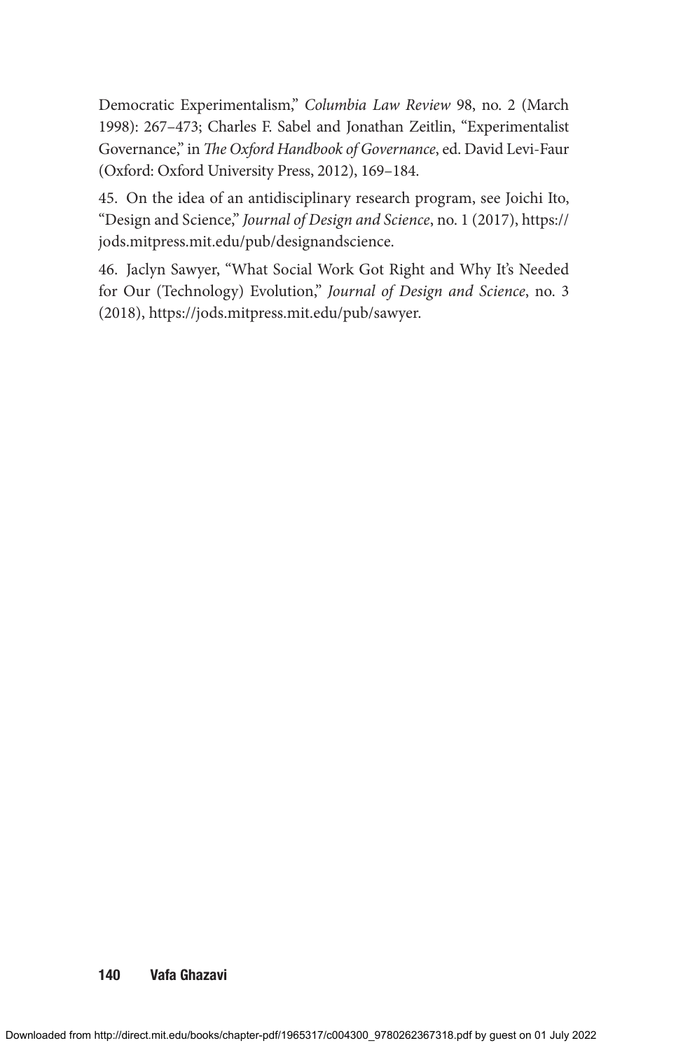Democratic Experimentalism," *Columbia Law Review* 98, no. 2 (March 1998): 267–473; Charles F. Sabel and Jonathan Zeitlin, "Experimentalist Governance," in *The Oxford Handbook of Governance*, ed. David Levi-Faur (Oxford: Oxford University Press, 2012), 169–184.

45. On the idea of an antidisciplinary research program, see Joichi Ito, "Design and Science," *Journal of Design and Science*, no. 1 (2017), https://jods.mitpress.mit.edu/pub/designandscience.

46. Jaclyn Sawyer, "What Social Work Got Right and Why It's Needed for Our (Technology) Evolution," *Journal of Design and Science*, no. 3 (2018), https://jods.mitpress.mit.edu/pub/sawyer.